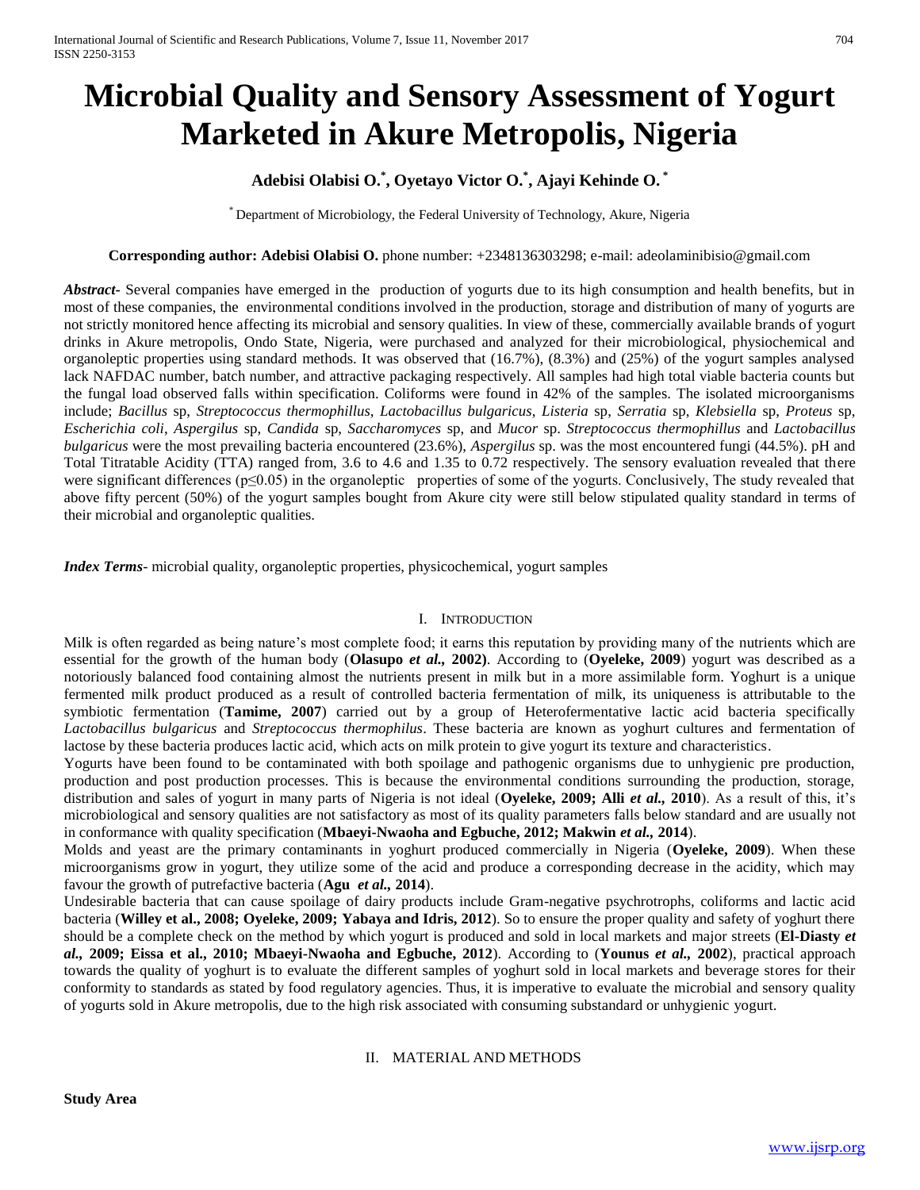# Microbial Quality and Sensory Assessment of Yogurt Marketed in Akure Metropolis, Nigeria

**Adebisi Olabisi O.[*], Oyetayo Victor O.[*], Ajayi Kehinde O.[*]**

[*] Department of Microbiology, the Federal University of Technology, Akure, Nigeria

**Corresponding author: Adebisi Olabisi O.** phone number: +2348136303298; e-mail: adeolaminibisio@gmail.com

***Abstract-*** Several companies have emerged in the production of yogurts due to its high consumption and health benefits, but in most of these companies, the environmental conditions involved in the production, storage and distribution of many of yogurts are not strictly monitored hence affecting its microbial and sensory qualities. In view of these, commercially available brands of yogurt drinks in Akure metropolis, Ondo State, Nigeria, were purchased and analyzed for their microbiological, physiochemical and organoleptic properties using standard methods. It was observed that (16.7%), (8.3%) and (25%) of the yogurt samples analysed lack NAFDAC number, batch number, and attractive packaging respectively. All samples had high total viable bacteria counts but the fungal load observed falls within specification. Coliforms were found in 42% of the samples. The isolated microorganisms include; *Bacillus* sp, *Streptococcus thermophillus*, *Lactobacillus bulgaricus*, *Listeria* sp, *Serratia* sp, *Klebsiella* sp, *Proteus* sp, *Escherichia coli*, *Aspergilus* sp, *Candida* sp, *Saccharomyces* sp, and *Mucor* sp. *Streptococcus thermophillus* and *Lactobacillus bulgaricus* were the most prevailing bacteria encountered (23.6%), *Aspergilus* sp. was the most encountered fungi (44.5%). pH and Total Titratable Acidity (TTA) ranged from, 3.6 to 4.6 and 1.35 to 0.72 respectively. The sensory evaluation revealed that there were significant differences ($p \leq 0.05$) in the organoleptic properties of some of the yogurts. Conclusively, The study revealed that above fifty percent (50%) of the yogurt samples bought from Akure city were still below stipulated quality standard in terms of their microbial and organoleptic qualities.

***Index Terms*****-** microbial quality, organoleptic properties, physicochemical, yogurt samples

## I. Introduction

Milk is often regarded as being nature's most complete food; it earns this reputation by providing many of the nutrients which are essential for the growth of the human body (**Olasupo *et al.,* 2002)**. According to (**Oyeleke, 2009**) yogurt was described as a notoriously balanced food containing almost the nutrients present in milk but in a more assimilable form. Yoghurt is a unique fermented milk product produced as a result of controlled bacteria fermentation of milk, its uniqueness is attributable to the symbiotic fermentation (**Tamime, 2007**) carried out by a group of Heterofermentative lactic acid bacteria specifically *Lactobacillus bulgaricus* and *Streptococcus thermophilus*. These bacteria are known as yoghurt cultures and fermentation of lactose by these bacteria produces lactic acid, which acts on milk protein to give yogurt its texture and characteristics.

Yogurts have been found to be contaminated with both spoilage and pathogenic organisms due to unhygienic pre production, production and post production processes. This is because the environmental conditions surrounding the production, storage, distribution and sales of yogurt in many parts of Nigeria is not ideal (**Oyeleke, 2009; Alli *et al.,* 2010**). As a result of this, it's microbiological and sensory qualities are not satisfactory as most of its quality parameters falls below standard and are usually not in conformance with quality specification (**Mbaeyi-Nwaoha and Egbuche, 2012; Makwin *et al.,* 2014**).

Molds and yeast are the primary contaminants in yoghurt produced commercially in Nigeria (**Oyeleke, 2009**). When these microorganisms grow in yogurt, they utilize some of the acid and produce a corresponding decrease in the acidity, which may favour the growth of putrefactive bacteria (**Agu *et al.,* 2014**).

Undesirable bacteria that can cause spoilage of dairy products include Gram-negative psychrotrophs, coliforms and lactic acid bacteria (**Willey et al., 2008; Oyeleke, 2009; Yabaya and Idris, 2012**). So to ensure the proper quality and safety of yoghurt there should be a complete check on the method by which yoghurt is produced and sold in local markets and major streets (**El-Diasty *et al.,* 2009; Eissa et al., 2010; Mbaeyi-Nwaoha and Egbuche, 2012**). According to (**Younus *et al.,* 2002**), practical approach towards the quality of yoghurt is to evaluate the different samples of yoghurt sold in local markets and beverage stores for their conformity to standards as stated by food regulatory agencies. Thus, it is imperative to evaluate the microbial and sensory quality of yogurts sold in Akure metropolis, due to the high risk associated with consuming substandard or unhygienic yogurt.

## II. Material and Methods

**Study Area**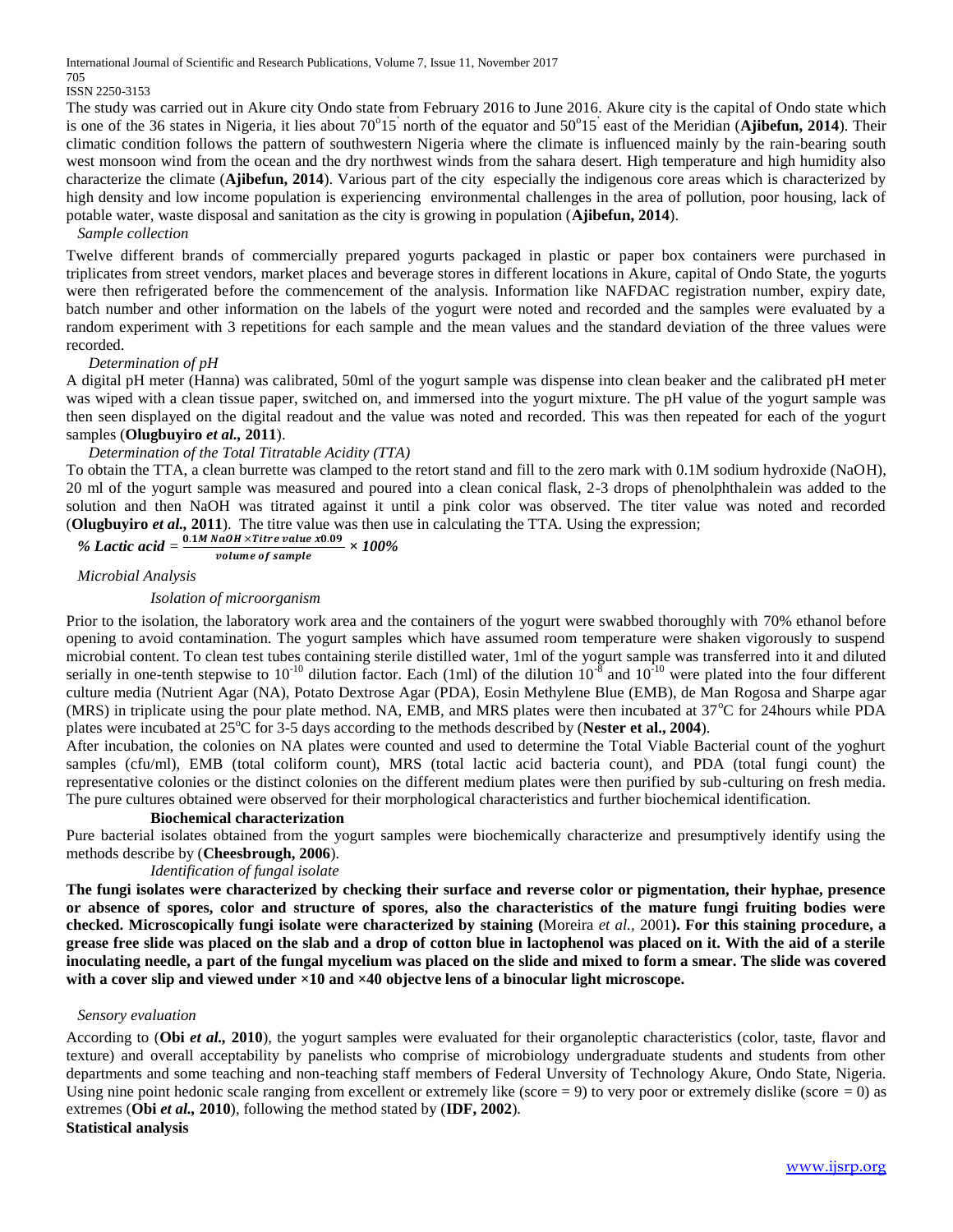The study was carried out in Akure city Ondo state from February 2016 to June 2016. Akure city is the capital of Ondo state which is one of the 36 states in Nigeria, it lies about $70^{o}15^{'}$ north of the equator and $50^{o}15^{'}$ east of the Meridian (**Ajibefun, 2014**). Their climatic condition follows the pattern of southwestern Nigeria where the climate is influenced mainly by the rain-bearing south west monsoon wind from the ocean and the dry northwest winds from the sahara desert. High temperature and high humidity also characterize the climate (**Ajibefun, 2014**). Various part of the city especially the indigenous core areas which is characterized by high density and low income population is experiencing environmental challenges in the area of pollution, poor housing, lack of potable water, waste disposal and sanitation as the city is growing in population (**Ajibefun, 2014**).

*Sample collection*

Twelve different brands of commercially prepared yogurts packaged in plastic or paper box containers were purchased in triplicates from street vendors, market places and beverage stores in different locations in Akure, capital of Ondo State, the yogurts were then refrigerated before the commencement of the analysis. Information like NAFDAC registration number, expiry date, batch number and other information on the labels of the yogurt were noted and recorded and the samples were evaluated by a random experiment with 3 repetitions for each sample and the mean values and the standard deviation of the three values were recorded.

*Determination of pH*

A digital pH meter (Hanna) was calibrated, 50ml of the yogurt sample was dispense into clean beaker and the calibrated pH meter was wiped with a clean tissue paper, switched on, and immersed into the yogurt mixture. The pH value of the yogurt sample was then seen displayed on the digital readout and the value was noted and recorded. This was then repeated for each of the yogurt samples (**Olugbuyiro *et al.,* 2011**).

*Determination of the Total Titratable Acidity (TTA)*

To obtain the TTA, a clean burrette was clamped to the retort stand and fill to the zero mark with 0.1M sodium hydroxide (NaOH), 20 ml of the yogurt sample was measured and poured into a clean conical flask, 2-3 drops of phenolphthalein was added to the solution and then NaOH was titrated against it until a pink color was observed. The titer value was noted and recorded (**Olugbuyiro *et al.,* 2011**). The titre value was then use in calculating the TTA. Using the expression;

$$\% \ Lactic \ acid = \frac{0.1M \ NaOH \times Titre \ value \ x0.09}{volume \ of \ sample} \times 100\%$$

*Microbial Analysis*

*Isolation of microorganism*

Prior to the isolation, the laboratory work area and the containers of the yogurt were swabbed thoroughly with 70% ethanol before opening to avoid contamination. The yogurt samples which have assumed room temperature were shaken vigorously to suspend microbial content. To clean test tubes containing sterile distilled water, 1ml of the yogurt sample was transferred into it and diluted serially in one-tenth stepwise to $10^{-10}$ dilution factor. Each (1ml) of the dilution $10^{-8}$ and $10^{-10}$ were plated into the four different culture media (Nutrient Agar (NA), Potato Dextrose Agar (PDA), Eosin Methylene Blue (EMB), de Man Rogosa and Sharpe agar (MRS) in triplicate using the pour plate method. NA, EMB, and MRS plates were then incubated at $37^{o}$C for 24hours while PDA plates were incubated at $25^{o}$C for 3-5 days according to the methods described by (**Nester et al., 2004**).

After incubation, the colonies on NA plates were counted and used to determine the Total Viable Bacterial count of the yoghurt samples (cfu/ml), EMB (total coliform count), MRS (total lactic acid bacteria count), and PDA (total fungi count) the representative colonies or the distinct colonies on the different medium plates were then purified by sub-culturing on fresh media. The pure cultures obtained were observed for their morphological characteristics and further biochemical identification.

**Biochemical characterization**

Pure bacterial isolates obtained from the yogurt samples were biochemically characterize and presumptively identify using the methods describe by (**Cheesbrough, 2006**).

*Identification of fungal isolate*

**The fungi isolates were characterized by checking their surface and reverse color or pigmentation, their hyphae, presence or absence of spores, color and structure of spores, also the characteristics of the mature fungi fruiting bodies were checked. Microscopically fungi isolate were characterized by staining (**Moreira *et al.,* 2001**). For this staining procedure, a grease free slide was placed on the slab and a drop of cotton blue in lactophenol was placed on it. With the aid of a sterile inoculating needle, a part of the fungal mycelium was placed on the slide and mixed to form a smear. The slide was covered with a cover slip and viewed under ×10 and ×40 objectve lens of a binocular light microscope.**

*Sensory evaluation*

According to (**Obi *et al.,* 2010**), the yogurt samples were evaluated for their organoleptic characteristics (color, taste, flavor and texture) and overall acceptability by panelists who comprise of microbiology undergraduate students and students from other departments and some teaching and non-teaching staff members of Federal Unversity of Technology Akure, Ondo State, Nigeria. Using nine point hedonic scale ranging from excellent or extremely like (score = 9) to very poor or extremely dislike (score = 0) as extremes (**Obi *et al.,* 2010**), following the method stated by (**IDF, 2002**).

**Statistical analysis**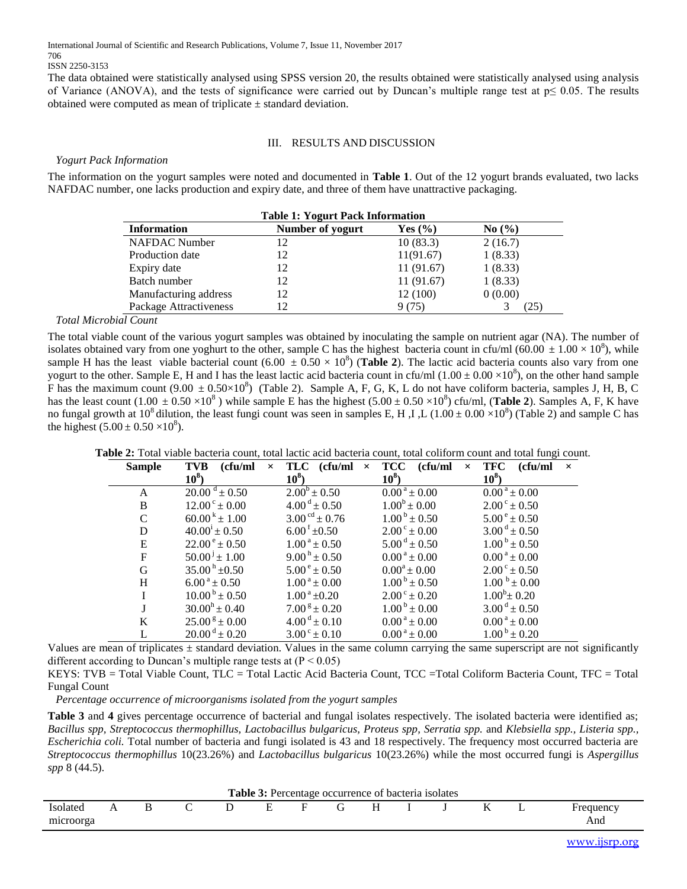The data obtained were statistically analysed using SPSS version 20, the results obtained were statistically analysed using analysis of Variance (ANOVA), and the tests of significance were carried out by Duncan's multiple range test at p≤ 0.05. The results obtained were computed as mean of triplicate ± standard deviation.

## III. RESULTS AND DISCUSSION

*Yogurt Pack Information*

The information on the yogurt samples were noted and documented in **Table 1**. Out of the 12 yogurt brands evaluated, two lacks NAFDAC number, one lacks production and expiry date, and three of them have unattractive packaging.

**Table 1: Yogurt Pack Information**

| Information | Number of yogurt | Yes (%) | No (%) |
|---|---|---|---|
| NAFDAC Number | 12 | 10 (83.3) | 2 (16.7) |
| Production date | 12 | 11(91.67) | 1 (8.33) |
| Expiry date | 12 | 11 (91.67) | 1 (8.33) |
| Batch number | 12 | 11 (91.67) | 1 (8.33) |
| Manufacturing address | 12 | 12 (100) | 0 (0.00) |
| Package Attractiveness | 12 | 9 (75) | 3 (25) |

*Total Microbial Count*

The total viable count of the various yogurt samples was obtained by inoculating the sample on nutrient agar (NA). The number of isolates obtained vary from one yoghurt to the other, sample C has the highest bacteria count in cfu/ml ($60.00 \pm 1.00 \times 10^8$), while sample H has the least viable bacterial count ($6.00 \pm 0.50 \times 10^8$) (**Table 2**). The lactic acid bacteria counts also vary from one yogurt to the other. Sample E, H and I has the least lactic acid bacteria count in cfu/ml ($1.00 \pm 0.00 \times 10^8$), on the other hand sample F has the maximum count ($9.00 \pm 0.50 \times 10^8$) (Table 2). Sample A, F, G, K, L do not have coliform bacteria, samples J, H, B, C has the least count ($1.00 \pm 0.50 \times 10^8$) while sample E has the highest ($5.00 \pm 0.50 \times 10^8$) cfu/ml, (**Table 2**). Samples A, F, K have no fungal growth at $10^8$ dilution, the least fungi count was seen in samples E, H ,I ,L ($1.00 \pm 0.00 \times 10^8$) (Table 2) and sample C has the highest ($5.00 \pm 0.50 \times 10^8$).

**Table 2:** Total viable bacteria count, total lactic acid bacteria count, total coliform count and total fungi count.

| Sample | TVB (cfu/ml × $10^8$) | TLC (cfu/ml × $10^8$) | TCC (cfu/ml × $10^8$) | TFC (cfu/ml × $10^8$) |
|---|---|---|---|---|
| A | $20.00^d \pm 0.50$ | $2.00^b \pm 0.50$ | $0.00^a \pm 0.00$ | $0.00^a \pm 0.00$ |
| B | $12.00^c \pm 0.00$ | $4.00^d \pm 0.50$ | $1.00^b \pm 0.00$ | $2.00^c \pm 0.50$ |
| C | $60.00^k \pm 1.00$ | $3.00^{cd} \pm 0.76$ | $1.00^b \pm 0.50$ | $5.00^e \pm 0.50$ |
| D | $40.00^i \pm 0.50$ | $6.00^f \pm 0.50$ | $2.00^c \pm 0.00$ | $3.00^d \pm 0.50$ |
| E | $22.00^e \pm 0.50$ | $1.00^a \pm 0.50$ | $5.00^d \pm 0.50$ | $1.00^b \pm 0.50$ |
| F | $50.00^j \pm 1.00$ | $9.00^h \pm 0.50$ | $0.00^a \pm 0.00$ | $0.00^a \pm 0.00$ |
| G | $35.00^h \pm 0.50$ | $5.00^e \pm 0.50$ | $0.00^a \pm 0.00$ | $2.00^c \pm 0.50$ |
| H | $6.00^a \pm 0.50$ | $1.00^a \pm 0.00$ | $1.00^b \pm 0.50$ | $1.00^b \pm 0.00$ |
| I | $10.00^b \pm 0.50$ | $1.00^a \pm 0.20$ | $2.00^c \pm 0.20$ | $1.00^b \pm 0.20$ |
| J | $30.00^h \pm 0.40$ | $7.00^g \pm 0.20$ | $1.00^b \pm 0.00$ | $3.00^d \pm 0.50$ |
| K | $25.00^g \pm 0.00$ | $4.00^d \pm 0.10$ | $0.00^a \pm 0.00$ | $0.00^a \pm 0.00$ |
| L | $20.00^d \pm 0.20$ | $3.00^c \pm 0.10$ | $0.00^a \pm 0.00$ | $1.00^b \pm 0.20$ |

Values are mean of triplicates ± standard deviation. Values in the same column carrying the same superscript are not significantly different according to Duncan's multiple range tests at ($P < 0.05$)

KEYS: TVB = Total Viable Count, TLC = Total Lactic Acid Bacteria Count, TCC =Total Coliform Bacteria Count, TFC = Total Fungal Count

*Percentage occurrence of microorganisms isolated from the yogurt samples*

**Table 3** and **4** gives percentage occurrence of bacterial and fungal isolates respectively. The isolated bacteria were identified as; *Bacillus spp, Streptococcus thermophillus, Lactobacillus bulgaricus, Proteus spp, Serratia spp.* and *Klebsiella spp., Listeria spp., Escherichia coli.* Total number of bacteria and fungi isolated is 43 and 18 respectively. The frequency most occurred bacteria are *Streptococcus thermophillus* 10(23.26%) and *Lactobacillus bulgaricus* 10(23.26%) while the most occurred fungi is *Aspergillus spp* 8 (44.5).

**Table 3:** Percentage occurrence of bacteria isolates

| Isolated microorga | A | B | C | D | E | F | G | H | I | J | K | L | Frequency And |
|---|---|---|---|---|---|---|---|---|---|---|---|---|---|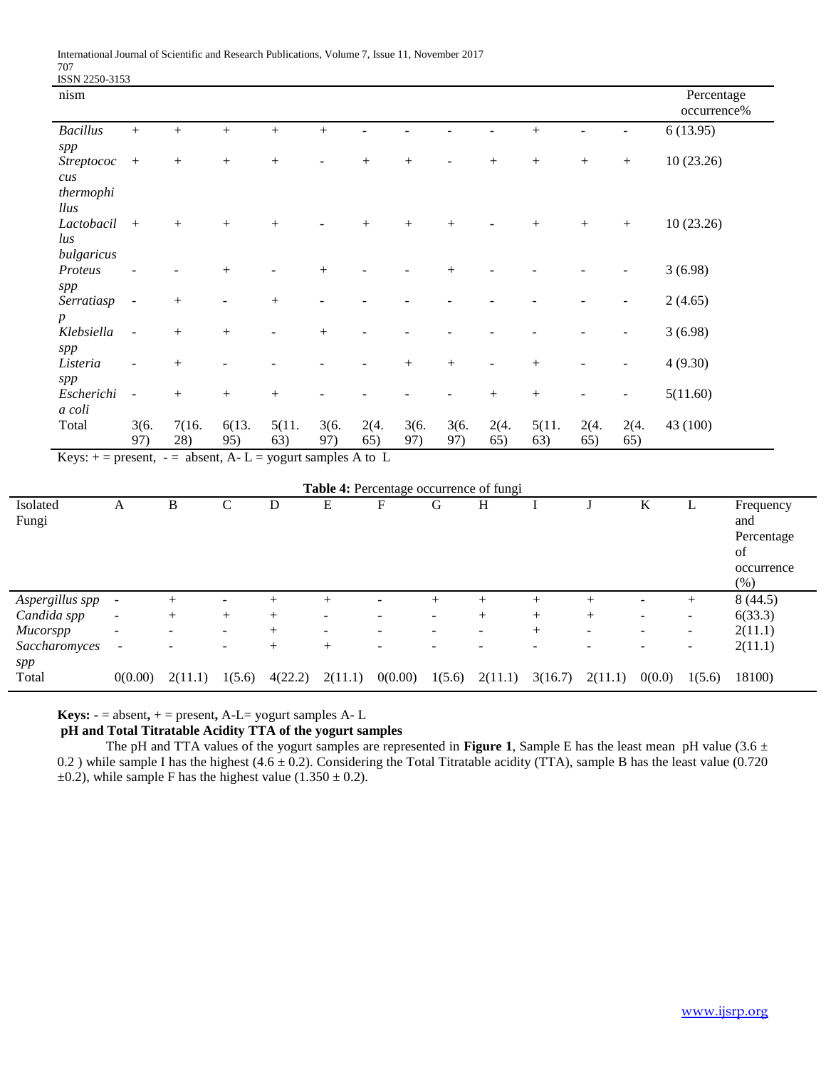| nism | | | | | | | | | | | | | Percentage occurrence% |
|---|---|---|---|---|---|---|---|---|---|---|---|---|---|
| *Bacillus spp* | + | + | + | + | + | - | - | - | - | + | - | - | 6 (13.95) |
| *Streptococcus thermophillus* | + | + | + | + | - | + | + | - | + | + | + | + | 10 (23.26) |
| *Lactobacillus bulgaricus* | + | + | + | + | - | + | + | + | - | + | + | + | 10 (23.26) |
| *Proteus spp* | - | - | + | - | + | - | - | + | - | - | - | - | 3 (6.98) |
| *Serratiaspp* | - | + | - | + | - | - | - | - | - | - | - | - | 2 (4.65) |
| *Klebsiella spp* | - | + | + | - | + | - | - | - | - | - | - | - | 3 (6.98) |
| *Listeria spp* | - | + | - | - | - | - | + | + | - | + | - | - | 4 (9.30) |
| *Escherichia coli* | - | + | + | + | - | - | - | - | + | + | - | - | 5(11.60) |
| Total | 3(6.97) | 7(16.28) | 6(13.95) | 5(11.63) | 3(6.97) | 2(4.65) | 3(6.97) | 3(6.97) | 2(4.65) | 5(11.63) | 2(4.65) | 2(4.65) | 43 (100) |

Keys: + = present, - = absent, A- L = yogurt samples A to L

**Table 4:** Percentage occurrence of fungi

| Isolated Fungi | A | B | C | D | E | F | G | H | I | J | K | L | Frequency and Percentage of occurrence (%) |
|---|---|---|---|---|---|---|---|---|---|---|---|---|---|
| *Aspergillus spp* | - | + | - | + | + | - | + | + | + | + | - | + | 8 (44.5) |
| *Candida spp* | - | + | + | + | - | - | - | + | + | + | - | - | 6(33.3) |
| *Mucorspp* | - | - | - | + | - | - | - | - | + | - | - | - | 2(11.1) |
| *Saccharomyces spp* | - | - | - | + | + | - | - | - | - | - | - | - | 2(11.1) |
| Total | 0(0.00) | 2(11.1) | 1(5.6) | 4(22.2) | 2(11.1) | 0(0.00) | 1(5.6) | 2(11.1) | 3(16.7) | 2(11.1) | 0(0.0) | 1(5.6) | 18100) |

**Keys: -** = absent**,** + = present**,** A-L= yogurt samples A- L

**pH and Total Titratable Acidity TTA of the yogurt samples**

The pH and TTA values of the yogurt samples are represented in **Figure 1**, Sample E has the least mean pH value (3.6 ± 0.2 ) while sample I has the highest (4.6 ± 0.2). Considering the Total Titratable acidity (TTA), sample B has the least value (0.720 ±0.2), while sample F has the highest value (1.350 ± 0.2).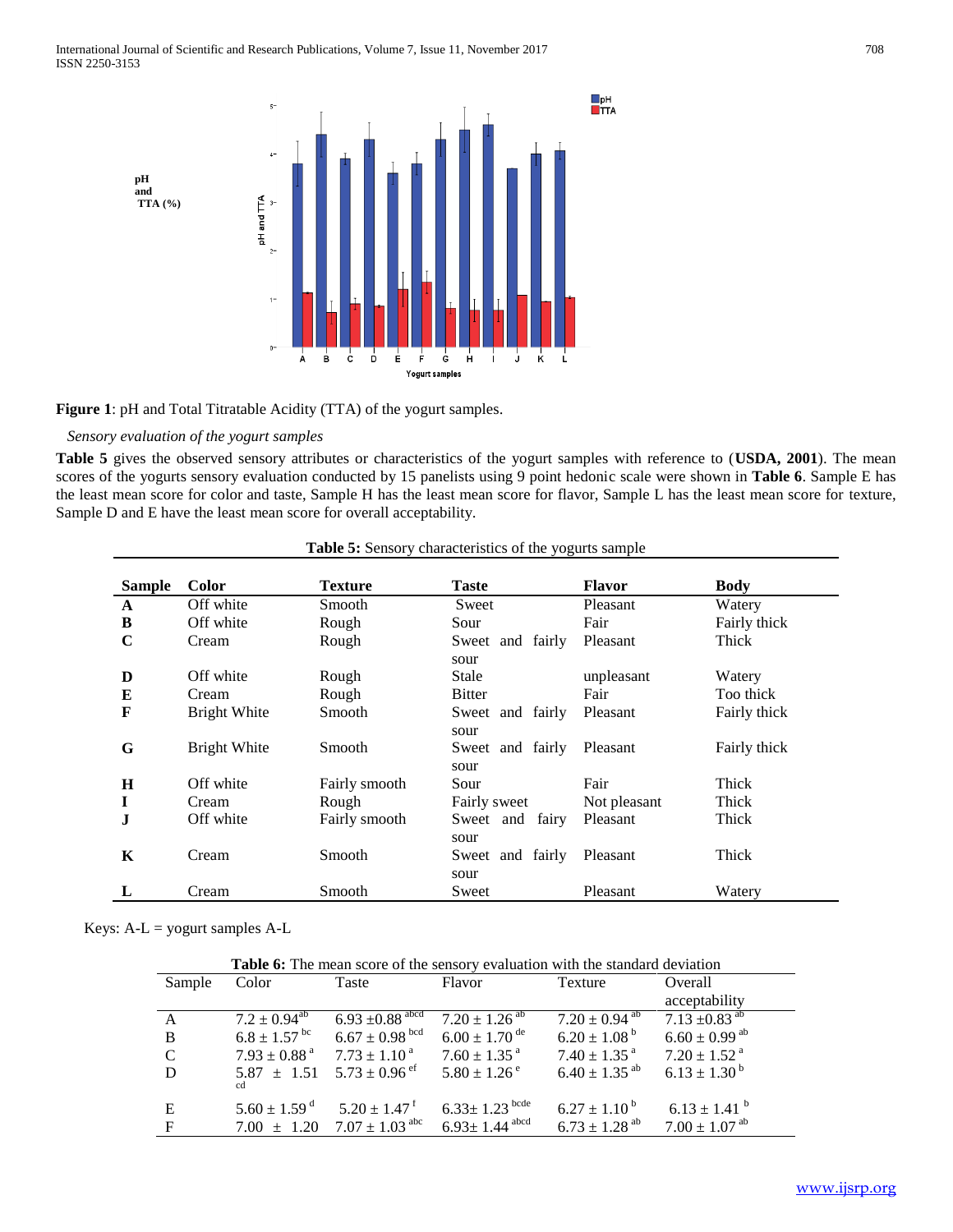**Figure 1**: pH and Total Titratable Acidity (TTA) of the yogurt samples.

*Sensory evaluation of the yogurt samples*

**Table 5** gives the observed sensory attributes or characteristics of the yogurt samples with reference to (**USDA, 2001**). The mean scores of the yogurts sensory evaluation conducted by 15 panelists using 9 point hedonic scale were shown in **Table 6**. Sample E has the least mean score for color and taste, Sample H has the least mean score for flavor, Sample L has the least mean score for texture, Sample D and E have the least mean score for overall acceptability.

**Table 5:** Sensory characteristics of the yogurts sample

| Sample | Color | Texture | Taste | Flavor | Body |
|---|---|---|---|---|---|
| **A** | Off white | Smooth | Sweet | Pleasant | Watery |
| **B** | Off white | Rough | Sour | Fair | Fairly thick |
| **C** | Cream | Rough | Sweet and fairly sour | Pleasant | Thick |
| **D** | Off white | Rough | Stale | unpleasant | Watery |
| **E** | Cream | Rough | Bitter | Fair | Too thick |
| **F** | Bright White | Smooth | Sweet and fairly sour | Pleasant | Fairly thick |
| **G** | Bright White | Smooth | Sweet and fairly sour | Pleasant | Fairly thick |
| **H** | Off white | Fairly smooth | Sour | Fair | Thick |
| **I** | Cream | Rough | Fairly sweet | Not pleasant | Thick |
| **J** | Off white | Fairly smooth | Sweet and fairy sour | Pleasant | Thick |
| **K** | Cream | Smooth | Sweet and fairly sour | Pleasant | Thick |
| **L** | Cream | Smooth | Sweet | Pleasant | Watery |

Keys: A-L = yogurt samples A-L

**Table 6:** The mean score of the sensory evaluation with the standard deviation

| Sample | Color | Taste | Flavor | Texture | Overall acceptability |
|---|---|---|---|---|---|
| A | $7.2 \pm 0.94^{ab}$ | $6.93 \pm 0.88^{abcd}$ | $7.20 \pm 1.26^{ab}$ | $7.20 \pm 0.94^{ab}$ | $7.13 \pm 0.83^{ab}$ |
| B | $6.8 \pm 1.57^{bc}$ | $6.67 \pm 0.98^{bcd}$ | $6.00 \pm 1.70^{de}$ | $6.20 \pm 1.08^{b}$ | $6.60 \pm 0.99^{ab}$ |
| C | $7.93 \pm 0.88^{a}$ | $7.73 \pm 1.10^{a}$ | $7.60 \pm 1.35^{a}$ | $7.40 \pm 1.35^{a}$ | $7.20 \pm 1.52^{a}$ |
| D | $5.87 \pm 1.51^{cd}$ | $5.73 \pm 0.96^{ef}$ | $5.80 \pm 1.26^{e}$ | $6.40 \pm 1.35^{ab}$ | $6.13 \pm 1.30^{b}$ |
| E | $5.60 \pm 1.59^{d}$ | $5.20 \pm 1.47^{f}$ | $6.33 \pm 1.23^{bcde}$ | $6.27 \pm 1.10^{b}$ | $6.13 \pm 1.41^{b}$ |
| F | $7.00 \pm 1.20$ | $7.07 \pm 1.03^{abc}$ | $6.93 \pm 1.44^{abcd}$ | $6.73 \pm 1.28^{ab}$ | $7.00 \pm 1.07^{ab}$ |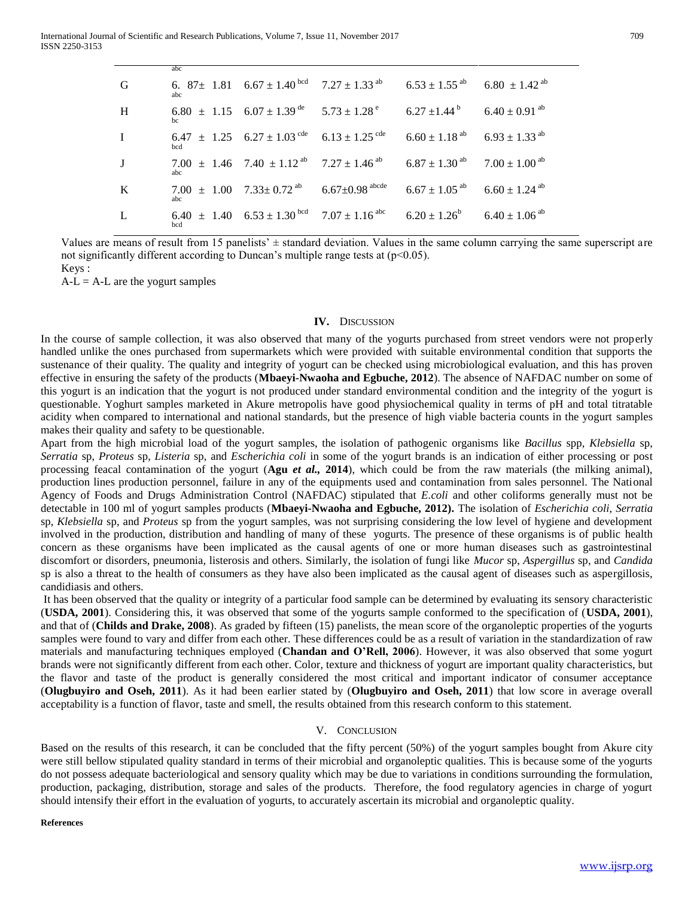| | | | | | |
|---|---|---|---|---|---|
| G | 6.87 ± 1.81 [abc] | 6.67 ± 1.40 [bcd] | 7.27 ± 1.33 [ab] | 6.53 ± 1.55 [ab] | 6.80 ± 1.42 [ab] |
| H | 6.80 ± 1.15 [abc] | 6.07 ± 1.39 [de] | 5.73 ± 1.28 [e] | 6.27 ±1.44 [b] | 6.40 ± 0.91 [ab] |
| I | 6.47 ± 1.25 [bc] | 6.27 ± 1.03 [cde] | 6.13 ± 1.25 [cde] | 6.60 ± 1.18 [ab] | 6.93 ± 1.33 [ab] |
| J | 7.00 ± 1.46 [bcd] | 7.40 ± 1.12 [ab] | 7.27 ± 1.46 [ab] | 6.87 ± 1.30 [ab] | 7.00 ± 1.00 [ab] |
| K | 7.00 ± 1.00 [abc] | 7.33± 0.72 [ab] | 6.67±0.98 [abcde] | 6.67 ± 1.05 [ab] | 6.60 ± 1.24 [ab] |
| L | 6.40 ± 1.40 [abc] | 6.53 ± 1.30 [bcd] | 7.07 ± 1.16 [abc] | 6.20 ± 1.26 [b] | 6.40 ± 1.06 [ab] |

bcd

Values are means of result from 15 panelists' ± standard deviation. Values in the same column carrying the same superscript are not significantly different according to Duncan's multiple range tests at ($p<0.05$).

Keys :

A-L = A-L are the yogurt samples

## IV. Discussion

In the course of sample collection, it was also observed that many of the yogurts purchased from street vendors were not properly handled unlike the ones purchased from supermarkets which were provided with suitable environmental condition that supports the sustenance of their quality. The quality and integrity of yogurt can be checked using microbiological evaluation, and this has proven effective in ensuring the safety of the products (**Mbaeyi-Nwaoha and Egbuche, 2012**). The absence of NAFDAC number on some of this yogurt is an indication that the yogurt is not produced under standard environmental condition and the integrity of the yogurt is questionable. Yoghurt samples marketed in Akure metropolis have good physiochemical quality in terms of pH and total titratable acidity when compared to international and national standards, but the presence of high viable bacteria counts in the yogurt samples makes their quality and safety to be questionable.

Apart from the high microbial load of the yogurt samples, the isolation of pathogenic organisms like *Bacillus* spp, *Klebsiella* sp, *Serratia* sp, *Proteus* sp, *Listeria* sp, and *Escherichia coli* in some of the yogurt brands is an indication of either processing or post processing feacal contamination of the yogurt (**Agu *et al.,* 2014**), which could be from the raw materials (the milking animal), production lines production personnel, failure in any of the equipments used and contamination from sales personnel. The National Agency of Foods and Drugs Administration Control (NAFDAC) stipulated that *E.coli* and other coliforms generally must not be detectable in 100 ml of yogurt samples products (**Mbaeyi-Nwaoha and Egbuche, 2012).** The isolation of *Escherichia coli*, *Serratia* sp, *Klebsiella* sp, and *Proteus* sp from the yogurt samples, was not surprising considering the low level of hygiene and development involved in the production, distribution and handling of many of these yogurts. The presence of these organisms is of public health concern as these organisms have been implicated as the causal agents of one or more human diseases such as gastrointestinal discomfort or disorders, pneumonia, listerosis and others. Similarly, the isolation of fungi like *Mucor* sp, *Aspergillus* sp, and *Candida* sp is also a threat to the health of consumers as they have also been implicated as the causal agent of diseases such as aspergillosis, candidiasis and others.

It has been observed that the quality or integrity of a particular food sample can be determined by evaluating its sensory characteristic (**USDA, 2001**). Considering this, it was observed that some of the yogurts sample conformed to the specification of (**USDA, 2001**), and that of (**Childs and Drake, 2008**). As graded by fifteen (15) panelists, the mean score of the organoleptic properties of the yogurts samples were found to vary and differ from each other. These differences could be as a result of variation in the standardization of raw materials and manufacturing techniques employed (**Chandan and O'Rell, 2006**). However, it was also observed that some yogurt brands were not significantly different from each other. Color, texture and thickness of yogurt are important quality characteristics, but the flavor and taste of the product is generally considered the most critical and important indicator of consumer acceptance (**Olugbuyiro and Oseh, 2011**). As it had been earlier stated by (**Olugbuyiro and Oseh, 2011**) that low score in average overall acceptability is a function of flavor, taste and smell, the results obtained from this research conform to this statement.

## V. Conclusion

Based on the results of this research, it can be concluded that the fifty percent (50%) of the yogurt samples bought from Akure city were still bellow stipulated quality standard in terms of their microbial and organoleptic qualities. This is because some of the yogurts do not possess adequate bacteriological and sensory quality which may be due to variations in conditions surrounding the formulation, production, packaging, distribution, storage and sales of the products. Therefore, the food regulatory agencies in charge of yogurt should intensify their effort in the evaluation of yogurts, to accurately ascertain its microbial and organoleptic quality.

**References**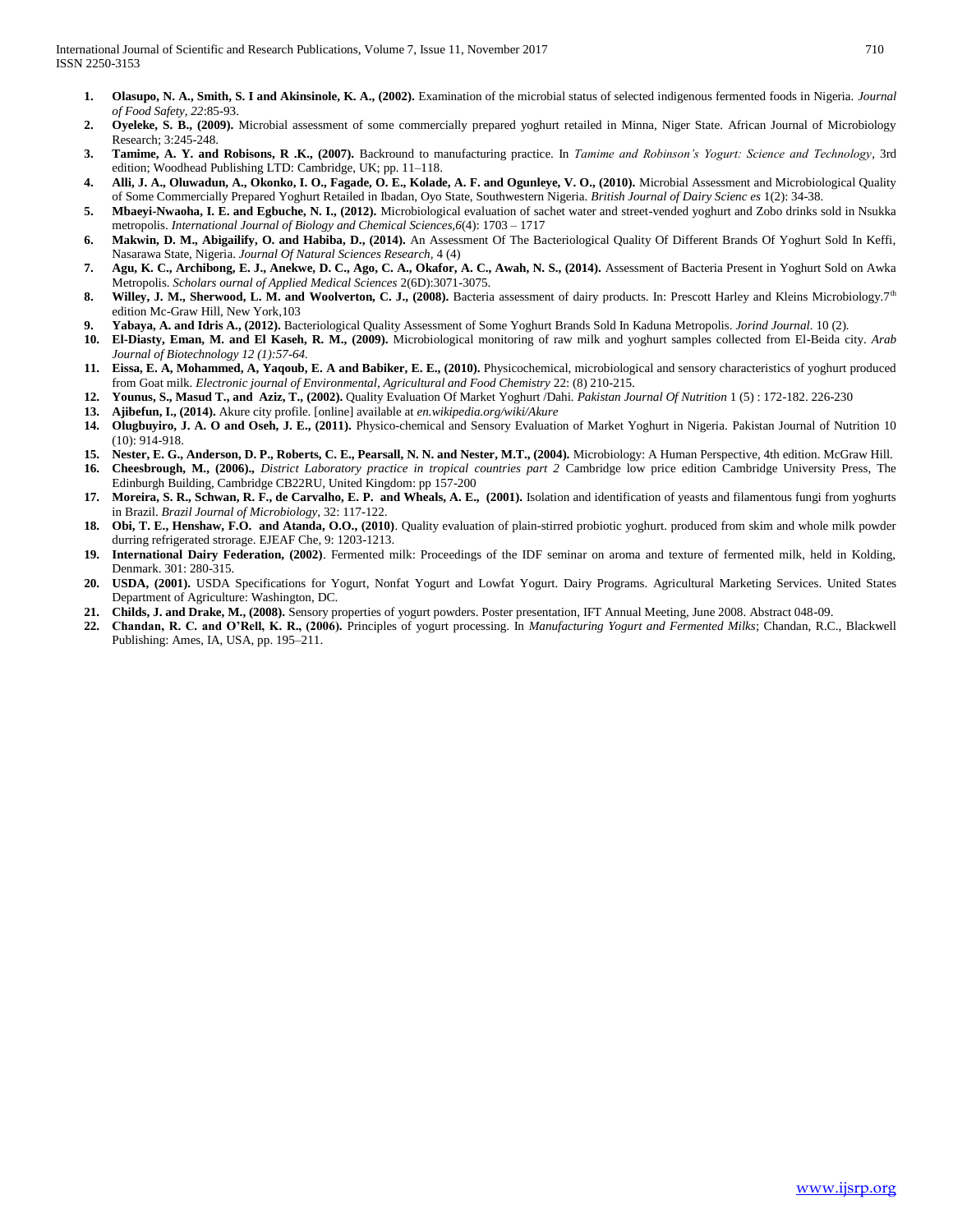1. **Olasupo, N. A., Smith, S. I and Akinsinole, K. A., (2002).** Examination of the microbial status of selected indigenous fermented foods in Nigeria. *Journal of Food Safety, 22*:85-93.
2. **Oyeleke, S. B., (2009).** Microbial assessment of some commercially prepared yoghurt retailed in Minna, Niger State. African Journal of Microbiology Research; 3:245-248.
3. **Tamime, A. Y. and Robisons, R .K., (2007).** Backround to manufacturing practice. In *Tamime and Robinson's Yogurt: Science and Technology*, 3rd edition; Woodhead Publishing LTD: Cambridge, UK; pp. 11–118.
4. **Alli, J. A., Oluwadun, A., Okonko, I. O., Fagade, O. E., Kolade, A. F. and Ogunleye, V. O., (2010).** Microbial Assessment and Microbiological Quality of Some Commercially Prepared Yoghurt Retailed in Ibadan, Oyo State, Southwestern Nigeria. *British Journal of Dairy Scienc es* 1(2): 34-38.
5. **Mbaeyi-Nwaoha, I. E. and Egbuche, N. I., (2012).** Microbiological evaluation of sachet water and street-vended yoghurt and Zobo drinks sold in Nsukka metropolis. *International Journal of Biology and Chemical Sciences,6*(4): 1703 – 1717
6. **Makwin, D. M., Abigailify, O. and Habiba, D., (2014).** An Assessment Of The Bacteriological Quality Of Different Brands Of Yoghurt Sold In Keffi, Nasarawa State, Nigeria. *Journal Of Natural Sciences Research,* 4 (4)
7. **Agu, K. C., Archibong, E. J., Anekwe, D. C., Ago, C. A., Okafor, A. C., Awah, N. S., (2014).** Assessment of Bacteria Present in Yoghurt Sold on Awka Metropolis. *Scholars ournal of Applied Medical Sciences* 2(6D):3071-3075.
8. **Willey, J. M., Sherwood, L. M. and Woolverton, C. J., (2008).** Bacteria assessment of dairy products. In: Prescott Harley and Kleins Microbiology.7th edition Mc-Graw Hill, New York,103
9. **Yabaya, A. and Idris A., (2012).** Bacteriological Quality Assessment of Some Yoghurt Brands Sold In Kaduna Metropolis. *Jorind Journal*. 10 (2).
10. **El-Diasty, Eman, M. and El Kaseh, R. M., (2009).** Microbiological monitoring of raw milk and yoghurt samples collected from El-Beida city. *Arab Journal of Biotechnology 12 (1):57-64.*
11. **Eissa, E. A, Mohammed, A, Yaqoub, E. A and Babiker, E. E., (2010).** Physicochemical, microbiological and sensory characteristics of yoghurt produced from Goat milk. *Electronic journal of Environmental, Agricultural and Food Chemistry* 22: (8) 210-215.
12. **Younus, S., Masud T., and Aziz, T., (2002).** Quality Evaluation Of Market Yoghurt /Dahi. *Pakistan Journal Of Nutrition* 1 (5) : 172-182. 226-230
13. **Ajibefun, I., (2014).** Akure city profile. [online] available at *en.wikipedia.org/wiki/Akure*
14. **Olugbuyiro, J. A. O and Oseh, J. E., (2011).** Physico-chemical and Sensory Evaluation of Market Yoghurt in Nigeria. Pakistan Journal of Nutrition 10 (10): 914-918.
15. **Nester, E. G., Anderson, D. P., Roberts, C. E., Pearsall, N. N. and Nester, M.T., (2004).** Microbiology: A Human Perspective, 4th edition. McGraw Hill.
16. **Cheesbrough, M., (2006).,** *District Laboratory practice in tropical countries part 2* Cambridge low price edition Cambridge University Press, The Edinburgh Building, Cambridge CB22RU, United Kingdom: pp 157-200
17. **Moreira, S. R., Schwan, R. F., de Carvalho, E. P. and Wheals, A. E., (2001).** Isolation and identification of yeasts and filamentous fungi from yoghurts in Brazil. *Brazil Journal of Microbiology,* 32: 117-122.
18. **Obi, T. E., Henshaw, F.O. and Atanda, O.O., (2010)**. Quality evaluation of plain-stirred probiotic yoghurt. produced from skim and whole milk powder durring refrigerated strorage. EJEAF Che, 9: 1203-1213.
19. **International Dairy Federation, (2002)**. Fermented milk: Proceedings of the IDF seminar on aroma and texture of fermented milk, held in Kolding, Denmark. 301: 280-315.
20. **USDA, (2001).** USDA Specifications for Yogurt, Nonfat Yogurt and Lowfat Yogurt. Dairy Programs. Agricultural Marketing Services. United States Department of Agriculture: Washington, DC.
21. **Childs, J. and Drake, M., (2008).** Sensory properties of yogurt powders. Poster presentation, IFT Annual Meeting, June 2008. Abstract 048-09.
22. **Chandan, R. C. and O'Rell, K. R., (2006).** Principles of yogurt processing. In *Manufacturing Yogurt and Fermented Milks*; Chandan, R.C., Blackwell Publishing: Ames, IA, USA, pp. 195–211.